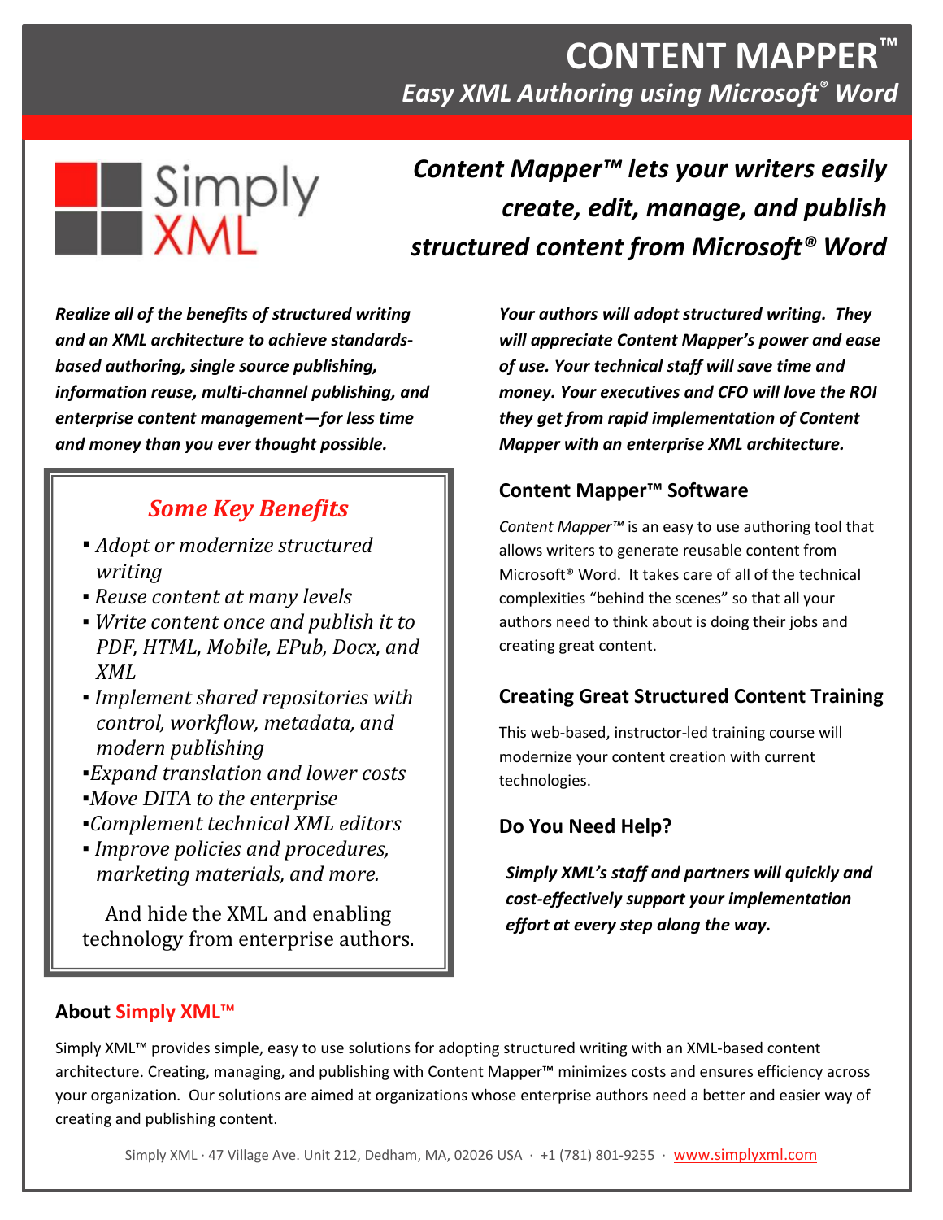# CONTENT MAPPER™

*Easy XML Authoring using Microsoft® Word*

Simply XML

***Content Mapper™ lets your writers easily create, edit, manage, and publish structured content from Microsoft® Word***

***Realize all of the benefits of structured writing and an XML architecture to achieve standards-based authoring, single source publishing, information reuse, multi-channel publishing, and enterprise content management—for less time and money than you ever thought possible.***

## *Some Key Benefits*

- *Adopt or modernize structured writing*
- *Reuse content at many levels*
- *Write content once and publish it to PDF, HTML, Mobile, EPub, Docx, and XML*
- *Implement shared repositories with control, workflow, metadata, and modern publishing*
- *Expand translation and lower costs*
- *Move DITA to the enterprise*
- *Complement technical XML editors*
- *Improve policies and procedures, marketing materials, and more.*

And hide the XML and enabling technology from enterprise authors.

***Your authors will adopt structured writing. They will appreciate Content Mapper's power and ease of use. Your technical staff will save time and money. Your executives and CFO will love the ROI they get from rapid implementation of Content Mapper with an enterprise XML architecture.***

### Content Mapper™ Software

*Content Mapper™* is an easy to use authoring tool that allows writers to generate reusable content from Microsoft® Word. It takes care of all of the technical complexities "behind the scenes" so that all your authors need to think about is doing their jobs and creating great content.

### Creating Great Structured Content Training

This web-based, instructor-led training course will modernize your content creation with current technologies.

### Do You Need Help?

***Simply XML's staff and partners will quickly and cost-effectively support your implementation effort at every step along the way.***

## About Simply XML™

Simply XML™ provides simple, easy to use solutions for adopting structured writing with an XML-based content architecture. Creating, managing, and publishing with Content Mapper™ minimizes costs and ensures efficiency across your organization. Our solutions are aimed at organizations whose enterprise authors need a better and easier way of creating and publishing content.

Simply XML · 47 Village Ave. Unit 212, Dedham, MA, 02026 USA · +1 (781) 801-9255 · www.simplyxml.com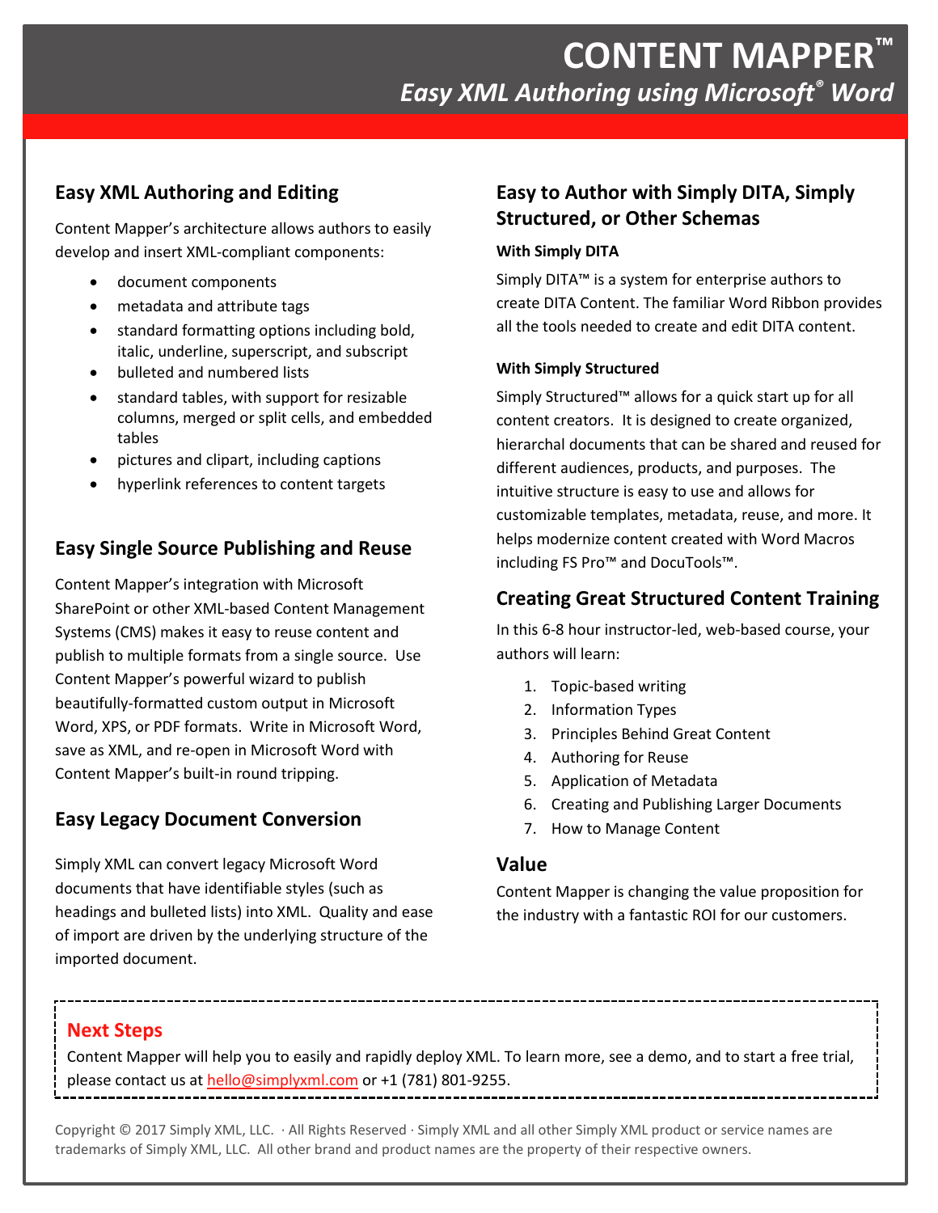# CONTENT MAPPER™

## *Easy XML Authoring using Microsoft® Word*

## Easy XML Authoring and Editing

Content Mapper's architecture allows authors to easily develop and insert XML-compliant components:

- document components
- metadata and attribute tags
- standard formatting options including bold, italic, underline, superscript, and subscript
- bulleted and numbered lists
- standard tables, with support for resizable columns, merged or split cells, and embedded tables
- pictures and clipart, including captions
- hyperlink references to content targets

## Easy Single Source Publishing and Reuse

Content Mapper's integration with Microsoft SharePoint or other XML-based Content Management Systems (CMS) makes it easy to reuse content and publish to multiple formats from a single source. Use Content Mapper's powerful wizard to publish beautifully-formatted custom output in Microsoft Word, XPS, or PDF formats. Write in Microsoft Word, save as XML, and re-open in Microsoft Word with Content Mapper's built-in round tripping.

## Easy Legacy Document Conversion

Simply XML can convert legacy Microsoft Word documents that have identifiable styles (such as headings and bulleted lists) into XML. Quality and ease of import are driven by the underlying structure of the imported document.

## Easy to Author with Simply DITA, Simply Structured, or Other Schemas

### With Simply DITA

Simply DITA™ is a system for enterprise authors to create DITA Content. The familiar Word Ribbon provides all the tools needed to create and edit DITA content.

### With Simply Structured

Simply Structured™ allows for a quick start up for all content creators. It is designed to create organized, hierarchal documents that can be shared and reused for different audiences, products, and purposes. The intuitive structure is easy to use and allows for customizable templates, metadata, reuse, and more. It helps modernize content created with Word Macros including FS Pro™ and DocuTools™.

## Creating Great Structured Content Training

In this 6-8 hour instructor-led, web-based course, your authors will learn:

1. Topic-based writing
2. Information Types
3. Principles Behind Great Content
4. Authoring for Reuse
5. Application of Metadata
6. Creating and Publishing Larger Documents
7. How to Manage Content

## Value

Content Mapper is changing the value proposition for the industry with a fantastic ROI for our customers.

## Next Steps

Content Mapper will help you to easily and rapidly deploy XML. To learn more, see a demo, and to start a free trial, please contact us at hello@simplyxml.com or +1 (781) 801-9255.

Copyright © 2017 Simply XML, LLC. · All Rights Reserved · Simply XML and all other Simply XML product or service names are trademarks of Simply XML, LLC. All other brand and product names are the property of their respective owners.